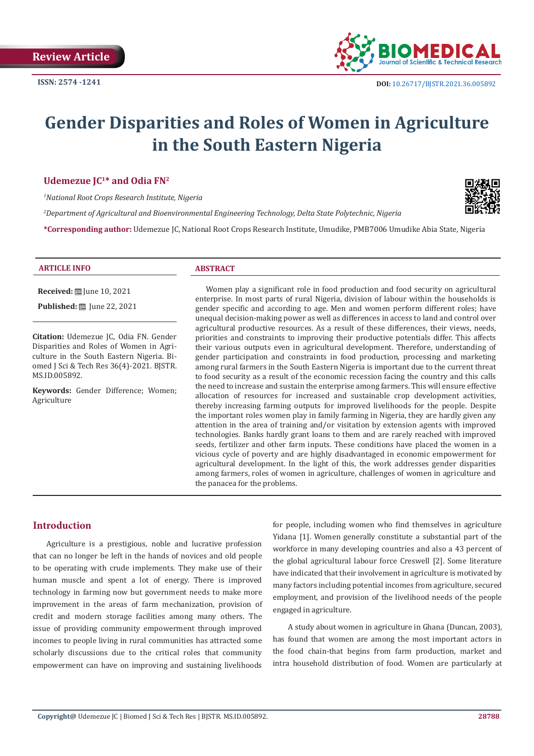Review Article

ISSN: 2574 -1241

DOI: 10.26717/BJSTR.2021.36.005892

# Gender Disparities and Roles of Women in Agriculture in the South Eastern Nigeria

**Udemezue JC[1]* and Odia FN[2]**

*[1]National Root Crops Research Institute, Nigeria*

*[2]Department of Agricultural and Bioenvironmental Engineering Technology, Delta State Polytechnic, Nigeria*

***Corresponding author:** Udemezue JC, National Root Crops Research Institute, Umudike, PMB7006 Umudike Abia State, Nigeria

### ARTICLE INFO

**Received:** June 10, 2021

**Published:** June 22, 2021

**Citation:** Udemezue JC, Odia FN. Gender Disparities and Roles of Women in Agriculture in the South Eastern Nigeria. Biomed J Sci & Tech Res 36(4)-2021. BJSTR. MS.ID.005892.

**Keywords:** Gender Difference; Women; Agriculture

### ABSTRACT

Women play a significant role in food production and food security on agricultural enterprise. In most parts of rural Nigeria, division of labour within the households is gender specific and according to age. Men and women perform different roles; have unequal decision-making power as well as differences in access to land and control over agricultural productive resources. As a result of these differences, their views, needs, priorities and constraints to improving their productive potentials differ. This affects their various outputs even in agricultural development. Therefore, understanding of gender participation and constraints in food production, processing and marketing among rural farmers in the South Eastern Nigeria is important due to the current threat to food security as a result of the economic recession facing the country and this calls the need to increase and sustain the enterprise among farmers. This will ensure effective allocation of resources for increased and sustainable crop development activities, thereby increasing farming outputs for improved livelihoods for the people. Despite the important roles women play in family farming in Nigeria, they are hardly given any attention in the area of training and/or visitation by extension agents with improved technologies. Banks hardly grant loans to them and are rarely reached with improved seeds, fertilizer and other farm inputs. These conditions have placed the women in a vicious cycle of poverty and are highly disadvantaged in economic empowerment for agricultural development. In the light of this, the work addresses gender disparities among farmers, roles of women in agriculture, challenges of women in agriculture and the panacea for the problems.

## Introduction

Agriculture is a prestigious, noble and lucrative profession that can no longer be left in the hands of novices and old people to be operating with crude implements. They make use of their human muscle and spent a lot of energy. There is improved technology in farming now but government needs to make more improvement in the areas of farm mechanization, provision of credit and modern storage facilities among many others. The issue of providing community empowerment through improved incomes to people living in rural communities has attracted some scholarly discussions due to the critical roles that community empowerment can have on improving and sustaining livelihoods for people, including women who find themselves in agriculture Yidana [1]. Women generally constitute a substantial part of the workforce in many developing countries and also a 43 percent of the global agricultural labour force Creswell [2]. Some literature have indicated that their involvement in agriculture is motivated by many factors including potential incomes from agriculture, secured employment, and provision of the livelihood needs of the people engaged in agriculture.

A study about women in agriculture in Ghana (Duncan, 2003), has found that women are among the most important actors in the food chain-that begins from farm production, market and intra household distribution of food. Women are particularly at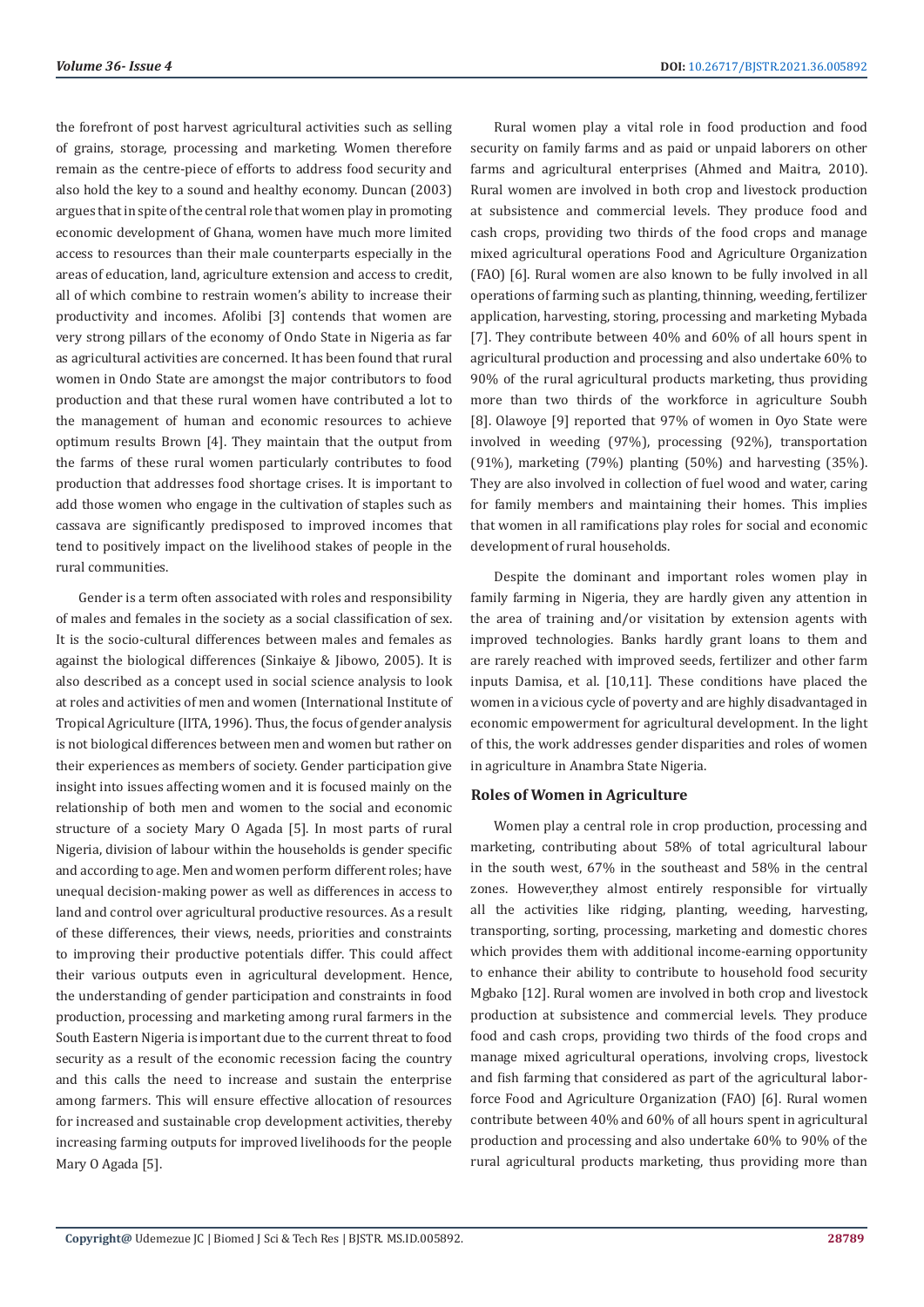the forefront of post harvest agricultural activities such as selling of grains, storage, processing and marketing. Women therefore remain as the centre-piece of efforts to address food security and also hold the key to a sound and healthy economy. Duncan (2003) argues that in spite of the central role that women play in promoting economic development of Ghana, women have much more limited access to resources than their male counterparts especially in the areas of education, land, agriculture extension and access to credit, all of which combine to restrain women's ability to increase their productivity and incomes. Afolibi [3] contends that women are very strong pillars of the economy of Ondo State in Nigeria as far as agricultural activities are concerned. It has been found that rural women in Ondo State are amongst the major contributors to food production and that these rural women have contributed a lot to the management of human and economic resources to achieve optimum results Brown [4]. They maintain that the output from the farms of these rural women particularly contributes to food production that addresses food shortage crises. It is important to add those women who engage in the cultivation of staples such as cassava are significantly predisposed to improved incomes that tend to positively impact on the livelihood stakes of people in the rural communities.

Gender is a term often associated with roles and responsibility of males and females in the society as a social classification of sex. It is the socio-cultural differences between males and females as against the biological differences (Sinkaiye & Jibowo, 2005). It is also described as a concept used in social science analysis to look at roles and activities of men and women (International Institute of Tropical Agriculture (IITA, 1996). Thus, the focus of gender analysis is not biological differences between men and women but rather on their experiences as members of society. Gender participation give insight into issues affecting women and it is focused mainly on the relationship of both men and women to the social and economic structure of a society Mary O Agada [5]. In most parts of rural Nigeria, division of labour within the households is gender specific and according to age. Men and women perform different roles; have unequal decision-making power as well as differences in access to land and control over agricultural productive resources. As a result of these differences, their views, needs, priorities and constraints to improving their productive potentials differ. This could affect their various outputs even in agricultural development. Hence, the understanding of gender participation and constraints in food production, processing and marketing among rural farmers in the South Eastern Nigeria is important due to the current threat to food security as a result of the economic recession facing the country and this calls the need to increase and sustain the enterprise among farmers. This will ensure effective allocation of resources for increased and sustainable crop development activities, thereby increasing farming outputs for improved livelihoods for the people Mary O Agada [5].

Rural women play a vital role in food production and food security on family farms and as paid or unpaid laborers on other farms and agricultural enterprises (Ahmed and Maitra, 2010). Rural women are involved in both crop and livestock production at subsistence and commercial levels. They produce food and cash crops, providing two thirds of the food crops and manage mixed agricultural operations Food and Agriculture Organization (FAO) [6]. Rural women are also known to be fully involved in all operations of farming such as planting, thinning, weeding, fertilizer application, harvesting, storing, processing and marketing Mybada [7]. They contribute between 40% and 60% of all hours spent in agricultural production and processing and also undertake 60% to 90% of the rural agricultural products marketing, thus providing more than two thirds of the workforce in agriculture Soubh [8]. Olawoye [9] reported that 97% of women in Oyo State were involved in weeding (97%), processing (92%), transportation (91%), marketing (79%) planting (50%) and harvesting (35%). They are also involved in collection of fuel wood and water, caring for family members and maintaining their homes. This implies that women in all ramifications play roles for social and economic development of rural households.

Despite the dominant and important roles women play in family farming in Nigeria, they are hardly given any attention in the area of training and/or visitation by extension agents with improved technologies. Banks hardly grant loans to them and are rarely reached with improved seeds, fertilizer and other farm inputs Damisa, et al. [10,11]. These conditions have placed the women in a vicious cycle of poverty and are highly disadvantaged in economic empowerment for agricultural development. In the light of this, the work addresses gender disparities and roles of women in agriculture in Anambra State Nigeria.

## Roles of Women in Agriculture

Women play a central role in crop production, processing and marketing, contributing about 58% of total agricultural labour in the south west, 67% in the southeast and 58% in the central zones. However,they almost entirely responsible for virtually all the activities like ridging, planting, weeding, harvesting, transporting, sorting, processing, marketing and domestic chores which provides them with additional income-earning opportunity to enhance their ability to contribute to household food security Mgbako [12]. Rural women are involved in both crop and livestock production at subsistence and commercial levels. They produce food and cash crops, providing two thirds of the food crops and manage mixed agricultural operations, involving crops, livestock and fish farming that considered as part of the agricultural labor-force Food and Agriculture Organization (FAO) [6]. Rural women contribute between 40% and 60% of all hours spent in agricultural production and processing and also undertake 60% to 90% of the rural agricultural products marketing, thus providing more than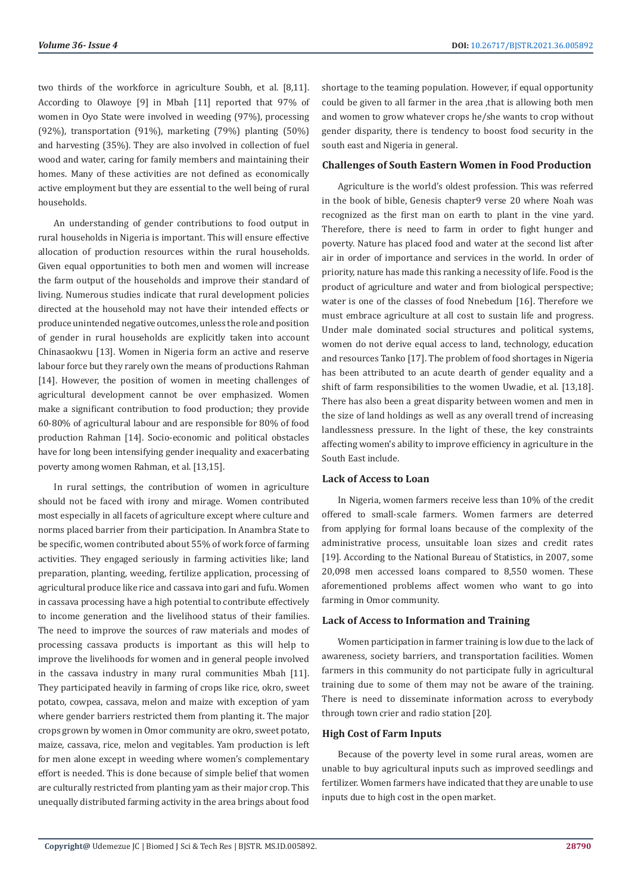two thirds of the workforce in agriculture Soubh, et al. [8,11]. According to Olawoye [9] in Mbah [11] reported that 97% of women in Oyo State were involved in weeding (97%), processing (92%), transportation (91%), marketing (79%) planting (50%) and harvesting (35%). They are also involved in collection of fuel wood and water, caring for family members and maintaining their homes. Many of these activities are not defined as economically active employment but they are essential to the well being of rural households.

An understanding of gender contributions to food output in rural households in Nigeria is important. This will ensure effective allocation of production resources within the rural households. Given equal opportunities to both men and women will increase the farm output of the households and improve their standard of living. Numerous studies indicate that rural development policies directed at the household may not have their intended effects or produce unintended negative outcomes, unless the role and position of gender in rural households are explicitly taken into account Chinasaokwu [13]. Women in Nigeria form an active and reserve labour force but they rarely own the means of productions Rahman [14]. However, the position of women in meeting challenges of agricultural development cannot be over emphasized. Women make a significant contribution to food production; they provide 60-80% of agricultural labour and are responsible for 80% of food production Rahman [14]. Socio-economic and political obstacles have for long been intensifying gender inequality and exacerbating poverty among women Rahman, et al. [13,15].

In rural settings, the contribution of women in agriculture should not be faced with irony and mirage. Women contributed most especially in all facets of agriculture except where culture and norms placed barrier from their participation. In Anambra State to be specific, women contributed about 55% of work force of farming activities. They engaged seriously in farming activities like; land preparation, planting, weeding, fertilize application, processing of agricultural produce like rice and cassava into gari and fufu. Women in cassava processing have a high potential to contribute effectively to income generation and the livelihood status of their families. The need to improve the sources of raw materials and modes of processing cassava products is important as this will help to improve the livelihoods for women and in general people involved in the cassava industry in many rural communities Mbah [11]. They participated heavily in farming of crops like rice, okro, sweet potato, cowpea, cassava, melon and maize with exception of yam where gender barriers restricted them from planting it. The major crops grown by women in Omor community are okro, sweet potato, maize, cassava, rice, melon and vegitables. Yam production is left for men alone except in weeding where women's complementary effort is needed. This is done because of simple belief that women are culturally restricted from planting yam as their major crop. This unequally distributed farming activity in the area brings about food shortage to the teaming population. However, if equal opportunity could be given to all farmer in the area ,that is allowing both men and women to grow whatever crops he/she wants to crop without gender disparity, there is tendency to boost food security in the south east and Nigeria in general.

## Challenges of South Eastern Women in Food Production

Agriculture is the world's oldest profession. This was referred in the book of bible, Genesis chapter9 verse 20 where Noah was recognized as the first man on earth to plant in the vine yard. Therefore, there is need to farm in order to fight hunger and poverty. Nature has placed food and water at the second list after air in order of importance and services in the world. In order of priority, nature has made this ranking a necessity of life. Food is the product of agriculture and water and from biological perspective; water is one of the classes of food Nnebedum [16]. Therefore we must embrace agriculture at all cost to sustain life and progress. Under male dominated social structures and political systems, women do not derive equal access to land, technology, education and resources Tanko [17]. The problem of food shortages in Nigeria has been attributed to an acute dearth of gender equality and a shift of farm responsibilities to the women Uwadie, et al. [13,18]. There has also been a great disparity between women and men in the size of land holdings as well as any overall trend of increasing landlessness pressure. In the light of these, the key constraints affecting women's ability to improve efficiency in agriculture in the South East include.

### Lack of Access to Loan

In Nigeria, women farmers receive less than 10% of the credit offered to small-scale farmers. Women farmers are deterred from applying for formal loans because of the complexity of the administrative process, unsuitable loan sizes and credit rates [19]. According to the National Bureau of Statistics, in 2007, some 20,098 men accessed loans compared to 8,550 women. These aforementioned problems affect women who want to go into farming in Omor community.

### Lack of Access to Information and Training

Women participation in farmer training is low due to the lack of awareness, society barriers, and transportation facilities. Women farmers in this community do not participate fully in agricultural training due to some of them may not be aware of the training. There is need to disseminate information across to everybody through town crier and radio station [20].

### High Cost of Farm Inputs

Because of the poverty level in some rural areas, women are unable to buy agricultural inputs such as improved seedlings and fertilizer. Women farmers have indicated that they are unable to use inputs due to high cost in the open market.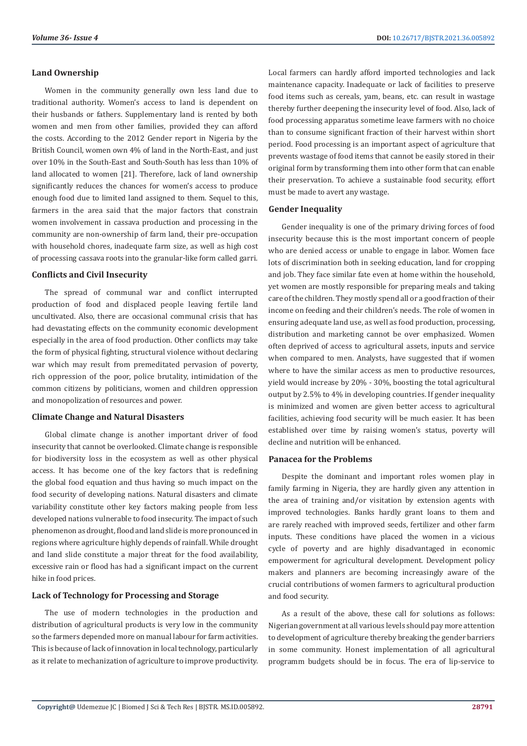### Land Ownership

Women in the community generally own less land due to traditional authority. Women's access to land is dependent on their husbands or fathers. Supplementary land is rented by both women and men from other families, provided they can afford the costs. According to the 2012 Gender report in Nigeria by the British Council, women own 4% of land in the North-East, and just over 10% in the South-East and South-South has less than 10% of land allocated to women [21]. Therefore, lack of land ownership significantly reduces the chances for women's access to produce enough food due to limited land assigned to them. Sequel to this, farmers in the area said that the major factors that constrain women involvement in cassava production and processing in the community are non-ownership of farm land, their pre-occupation with household chores, inadequate farm size, as well as high cost of processing cassava roots into the granular-like form called garri.

### Conflicts and Civil Insecurity

The spread of communal war and conflict interrupted production of food and displaced people leaving fertile land uncultivated. Also, there are occasional communal crisis that has had devastating effects on the community economic development especially in the area of food production. Other conflicts may take the form of physical fighting, structural violence without declaring war which may result from premeditated pervasion of poverty, rich oppression of the poor, police brutality, intimidation of the common citizens by politicians, women and children oppression and monopolization of resources and power.

### Climate Change and Natural Disasters

Global climate change is another important driver of food insecurity that cannot be overlooked. Climate change is responsible for biodiversity loss in the ecosystem as well as other physical access. It has become one of the key factors that is redefining the global food equation and thus having so much impact on the food security of developing nations. Natural disasters and climate variability constitute other key factors making people from less developed nations vulnerable to food insecurity. The impact of such phenomenon as drought, flood and land slide is more pronounced in regions where agriculture highly depends of rainfall. While drought and land slide constitute a major threat for the food availability, excessive rain or flood has had a significant impact on the current hike in food prices.

### Lack of Technology for Processing and Storage

The use of modern technologies in the production and distribution of agricultural products is very low in the community so the farmers depended more on manual labour for farm activities. This is because of lack of innovation in local technology, particularly as it relate to mechanization of agriculture to improve productivity. Local farmers can hardly afford imported technologies and lack maintenance capacity. Inadequate or lack of facilities to preserve food items such as cereals, yam, beans, etc. can result in wastage thereby further deepening the insecurity level of food. Also, lack of food processing apparatus sometime leave farmers with no choice than to consume significant fraction of their harvest within short period. Food processing is an important aspect of agriculture that prevents wastage of food items that cannot be easily stored in their original form by transforming them into other form that can enable their preservation. To achieve a sustainable food security, effort must be made to avert any wastage.

### Gender Inequality

Gender inequality is one of the primary driving forces of food insecurity because this is the most important concern of people who are denied access or unable to engage in labor. Women face lots of discrimination both in seeking education, land for cropping and job. They face similar fate even at home within the household, yet women are mostly responsible for preparing meals and taking care of the children. They mostly spend all or a good fraction of their income on feeding and their children's needs. The role of women in ensuring adequate land use, as well as food production, processing, distribution and marketing cannot be over emphasized. Women often deprived of access to agricultural assets, inputs and service when compared to men. Analysts, have suggested that if women where to have the similar access as men to productive resources, yield would increase by 20% - 30%, boosting the total agricultural output by 2.5% to 4% in developing countries. If gender inequality is minimized and women are given better access to agricultural facilities, achieving food security will be much easier. It has been established over time by raising women's status, poverty will decline and nutrition will be enhanced.

### Panacea for the Problems

Despite the dominant and important roles women play in family farming in Nigeria, they are hardly given any attention in the area of training and/or visitation by extension agents with improved technologies. Banks hardly grant loans to them and are rarely reached with improved seeds, fertilizer and other farm inputs. These conditions have placed the women in a vicious cycle of poverty and are highly disadvantaged in economic empowerment for agricultural development. Development policy makers and planners are becoming increasingly aware of the crucial contributions of women farmers to agricultural production and food security.

As a result of the above, these call for solutions as follows: Nigerian government at all various levels should pay more attention to development of agriculture thereby breaking the gender barriers in some community. Honest implementation of all agricultural programm budgets should be in focus. The era of lip-service to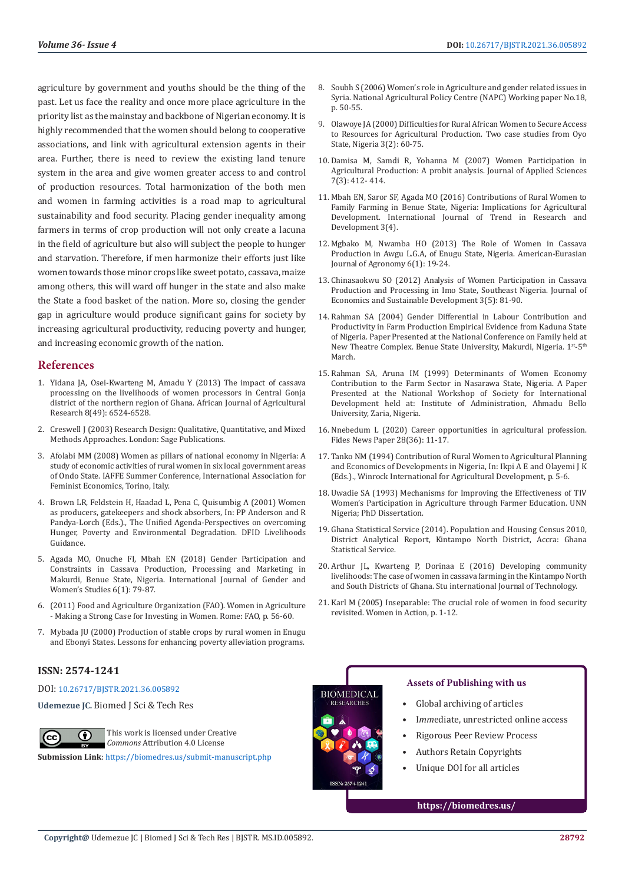agriculture by government and youths should be the thing of the past. Let us face the reality and once more place agriculture in the priority list as the mainstay and backbone of Nigerian economy. It is highly recommended that the women should belong to cooperative associations, and link with agricultural extension agents in their area. Further, there is need to review the existing land tenure system in the area and give women greater access to and control of production resources. Total harmonization of the both men and women in farming activities is a road map to agricultural sustainability and food security. Placing gender inequality among farmers in terms of crop production will not only create a lacuna in the field of agriculture but also will subject the people to hunger and starvation. Therefore, if men harmonize their efforts just like women towards those minor crops like sweet potato, cassava, maize among others, this will ward off hunger in the state and also make the State a food basket of the nation. More so, closing the gender gap in agriculture would produce significant gains for society by increasing agricultural productivity, reducing poverty and hunger, and increasing economic growth of the nation.

## References

1. Yidana JA, Osei-Kwarteng M, Amadu Y (2013) The impact of cassava processing on the livelihoods of women processors in Central Gonja district of the northern region of Ghana. African Journal of Agricultural Research 8(49): 6524-6528.
2. Creswell J (2003) Research Design: Qualitative, Quantitative, and Mixed Methods Approaches. London: Sage Publications.
3. Afolabi MM (2008) Women as pillars of national economy in Nigeria: A study of economic activities of rural women in six local government areas of Ondo State. IAFFE Summer Conference, International Association for Feminist Economics, Torino, Italy.
4. Brown LR, Feldstein H, Haadad L, Pena C, Quisumbig A (2001) Women as producers, gatekeepers and shock absorbers, In: PP Anderson and R Pandya-Lorch (Eds.), The Unified Agenda-Perspectives on overcoming Hunger, Poverty and Environmental Degradation. DFID Livelihoods Guidance.
5. Agada MO, Onuche FI, Mbah EN (2018) Gender Participation and Constraints in Cassava Production, Processing and Marketing in Makurdi, Benue State, Nigeria. International Journal of Gender and Women's Studies 6(1): 79-87.
6. (2011) Food and Agriculture Organization (FAO). Women in Agriculture - Making a Strong Case for Investing in Women. Rome: FAO, p. 56-60.
7. Mybada JU (2000) Production of stable crops by rural women in Enugu and Ebonyi States. Lessons for enhancing poverty alleviation programs.
8. Soubh S (2006) Women's role in Agriculture and gender related issues in Syria. National Agricultural Policy Centre (NAPC) Working paper No.18, p. 50-55.
9. Olawoye JA (2000) Difficulties for Rural African Women to Secure Access to Resources for Agricultural Production. Two case studies from Oyo State, Nigeria 3(2): 60-75.
10. Damisa M, Samdi R, Yohanna M (2007) Women Participation in Agricultural Production: A probit analysis. Journal of Applied Sciences 7(3): 412- 414.
11. Mbah EN, Saror SF, Agada MO (2016) Contributions of Rural Women to Family Farming in Benue State, Nigeria: Implications for Agricultural Development. International Journal of Trend in Research and Development 3(4).
12. Mgbako M, Nwamba HO (2013) The Role of Women in Cassava Production in Awgu L.G.A, of Enugu State, Nigeria. American-Eurasian Journal of Agronomy 6(1): 19-24.
13. Chinasaokwu SO (2012) Analysis of Women Participation in Cassava Production and Processing in Imo State, Southeast Nigeria. Journal of Economics and Sustainable Development 3(5): 81-90.
14. Rahman SA (2004) Gender Differential in Labour Contribution and Productivity in Farm Production Empirical Evidence from Kaduna State of Nigeria. Paper Presented at the National Conference on Family held at New Theatre Complex. Benue State University, Makurdi, Nigeria. 1st-5th March.
15. Rahman SA, Aruna IM (1999) Determinants of Women Economy Contribution to the Farm Sector in Nasarawa State, Nigeria. A Paper Presented at the National Workshop of Society for International Development held at: Institute of Administration, Ahmadu Bello University, Zaria, Nigeria.
16. Nnebedum L (2020) Career opportunities in agricultural profession. Fides News Paper 28(36): 11-17.
17. Tanko NM (1994) Contribution of Rural Women to Agricultural Planning and Economics of Developments in Nigeria, In: Ikpi A E and Olayemi J K (Eds.), Winrock International for Agricultural Development, p. 5-6.
18. Uwadie SA (1993) Mechanisms for Improving the Effectiveness of TIV Women's Participation in Agriculture through Farmer Education. UNN Nigeria; PhD Dissertation.
19. Ghana Statistical Service (2014). Population and Housing Census 2010, District Analytical Report, Kintampo North District, Accra: Ghana Statistical Service.
20. Arthur JL, Kwarteng P, Dorinaa E (2016) Developing community livelihoods: The case of women in cassava farming in the Kintampo North and South Districts of Ghana. Stu international Journal of Technology.
21. Karl M (2005) Inseparable: The crucial role of women in food security revisited. Women in Action, p. 1-12.

**ISSN: 2574-1241**

DOI: 10.26717/BJSTR.2021.36.005892

**Udemezue JC.** Biomed J Sci & Tech Res

This work is licensed under Creative *Commons* Attribution 4.0 License

**Submission Link**: https://biomedres.us/submit-manuscript.php

**Assets of Publishing with us**

- Global archiving of articles
- Immediate, unrestricted online access
- Rigorous Peer Review Process
- Authors Retain Copyrights
- Unique DOI for all articles

**https://biomedres.us/**